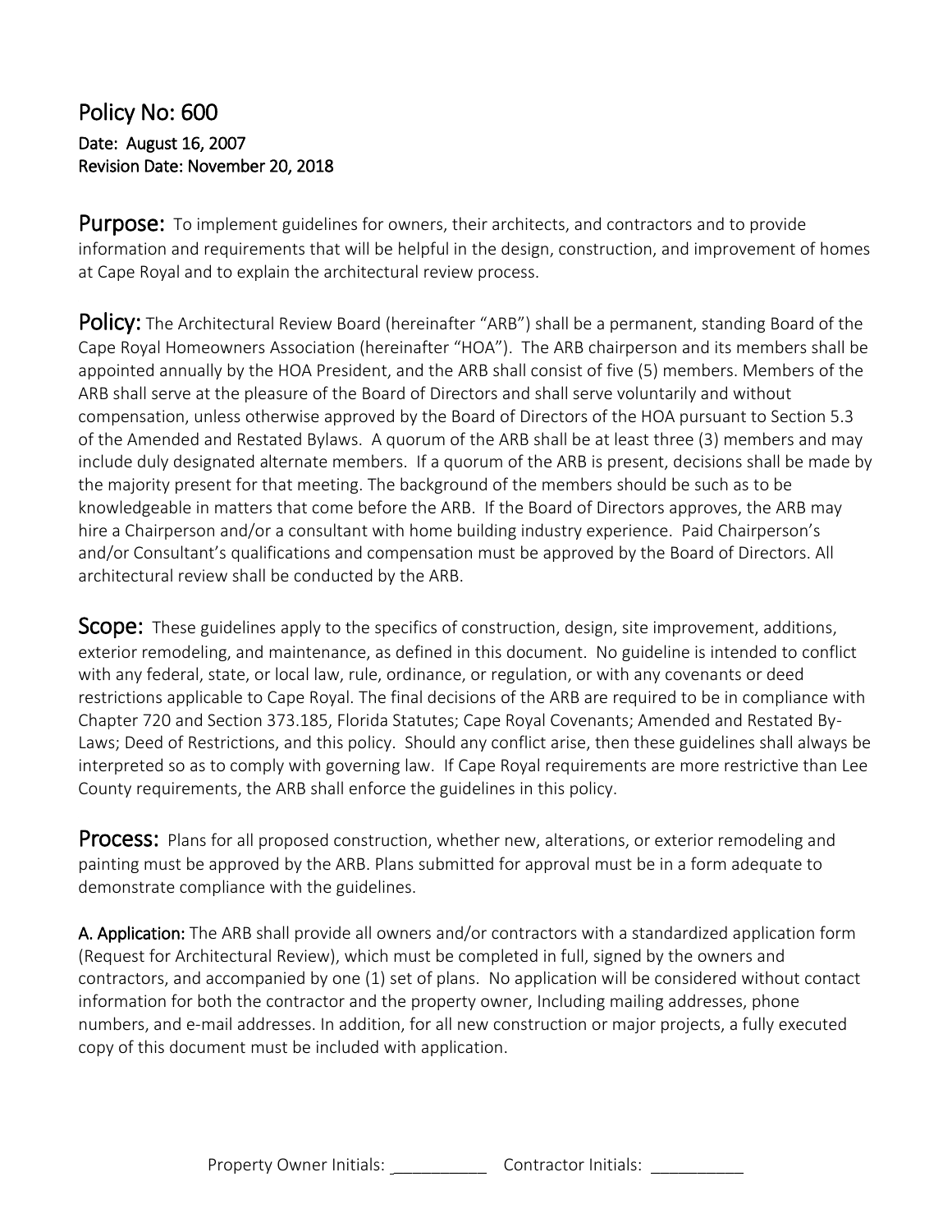## Policy No: 600

**Date: August 16, 2007**
**Revision Date: November 20, 2018**

**Purpose:** To implement guidelines for owners, their architects, and contractors and to provide information and requirements that will be helpful in the design, construction, and improvement of homes at Cape Royal and to explain the architectural review process.

**Policy:** The Architectural Review Board (hereinafter "ARB") shall be a permanent, standing Board of the Cape Royal Homeowners Association (hereinafter "HOA"). The ARB chairperson and its members shall be appointed annually by the HOA President, and the ARB shall consist of five (5) members. Members of the ARB shall serve at the pleasure of the Board of Directors and shall serve voluntarily and without compensation, unless otherwise approved by the Board of Directors of the HOA pursuant to Section 5.3 of the Amended and Restated Bylaws. A quorum of the ARB shall be at least three (3) members and may include duly designated alternate members. If a quorum of the ARB is present, decisions shall be made by the majority present for that meeting. The background of the members should be such as to be knowledgeable in matters that come before the ARB. If the Board of Directors approves, the ARB may hire a Chairperson and/or a consultant with home building industry experience. Paid Chairperson's and/or Consultant's qualifications and compensation must be approved by the Board of Directors. All architectural review shall be conducted by the ARB.

**Scope:** These guidelines apply to the specifics of construction, design, site improvement, additions, exterior remodeling, and maintenance, as defined in this document. No guideline is intended to conflict with any federal, state, or local law, rule, ordinance, or regulation, or with any covenants or deed restrictions applicable to Cape Royal. The final decisions of the ARB are required to be in compliance with Chapter 720 and Section 373.185, Florida Statutes; Cape Royal Covenants; Amended and Restated By-Laws; Deed of Restrictions, and this policy. Should any conflict arise, then these guidelines shall always be interpreted so as to comply with governing law. If Cape Royal requirements are more restrictive than Lee County requirements, the ARB shall enforce the guidelines in this policy.

**Process:** Plans for all proposed construction, whether new, alterations, or exterior remodeling and painting must be approved by the ARB. Plans submitted for approval must be in a form adequate to demonstrate compliance with the guidelines.

**A. Application:** The ARB shall provide all owners and/or contractors with a standardized application form (Request for Architectural Review), which must be completed in full, signed by the owners and contractors, and accompanied by one (1) set of plans. No application will be considered without contact information for both the contractor and the property owner, Including mailing addresses, phone numbers, and e-mail addresses. In addition, for all new construction or major projects, a fully executed copy of this document must be included with application.

Property Owner Initials: __________ Contractor Initials: __________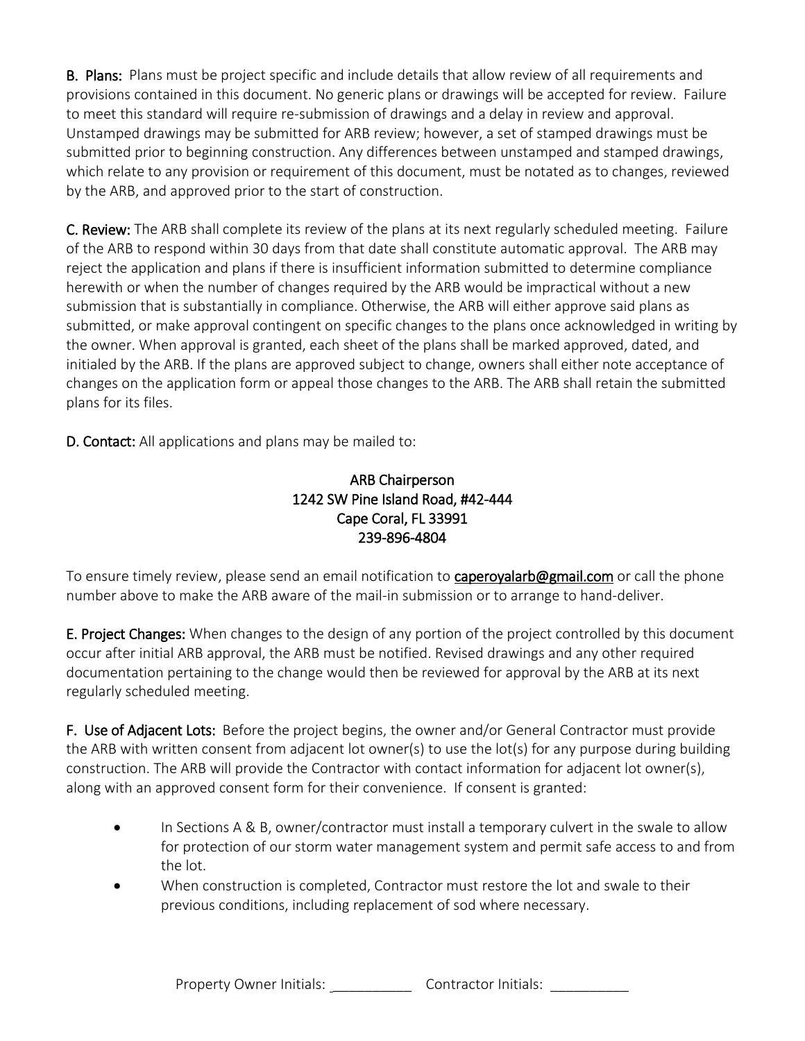**B. Plans:** Plans must be project specific and include details that allow review of all requirements and provisions contained in this document. No generic plans or drawings will be accepted for review. Failure to meet this standard will require re-submission of drawings and a delay in review and approval. Unstamped drawings may be submitted for ARB review; however, a set of stamped drawings must be submitted prior to beginning construction. Any differences between unstamped and stamped drawings, which relate to any provision or requirement of this document, must be notated as to changes, reviewed by the ARB, and approved prior to the start of construction.

**C. Review:** The ARB shall complete its review of the plans at its next regularly scheduled meeting. Failure of the ARB to respond within 30 days from that date shall constitute automatic approval. The ARB may reject the application and plans if there is insufficient information submitted to determine compliance herewith or when the number of changes required by the ARB would be impractical without a new submission that is substantially in compliance. Otherwise, the ARB will either approve said plans as submitted, or make approval contingent on specific changes to the plans once acknowledged in writing by the owner. When approval is granted, each sheet of the plans shall be marked approved, dated, and initialed by the ARB. If the plans are approved subject to change, owners shall either note acceptance of changes on the application form or appeal those changes to the ARB. The ARB shall retain the submitted plans for its files.

**D. Contact:** All applications and plans may be mailed to:

ARB Chairperson
1242 SW Pine Island Road, #42-444
Cape Coral, FL 33991
239-896-4804

To ensure timely review, please send an email notification to **caperoyalarb@gmail.com** or call the phone number above to make the ARB aware of the mail-in submission or to arrange to hand-deliver.

**E. Project Changes:** When changes to the design of any portion of the project controlled by this document occur after initial ARB approval, the ARB must be notified. Revised drawings and any other required documentation pertaining to the change would then be reviewed for approval by the ARB at its next regularly scheduled meeting.

**F. Use of Adjacent Lots:** Before the project begins, the owner and/or General Contractor must provide the ARB with written consent from adjacent lot owner(s) to use the lot(s) for any purpose during building construction. The ARB will provide the Contractor with contact information for adjacent lot owner(s), along with an approved consent form for their convenience. If consent is granted:

- In Sections A & B, owner/contractor must install a temporary culvert in the swale to allow for protection of our storm water management system and permit safe access to and from the lot.
- When construction is completed, Contractor must restore the lot and swale to their previous conditions, including replacement of sod where necessary.

Property Owner Initials: __________ Contractor Initials: __________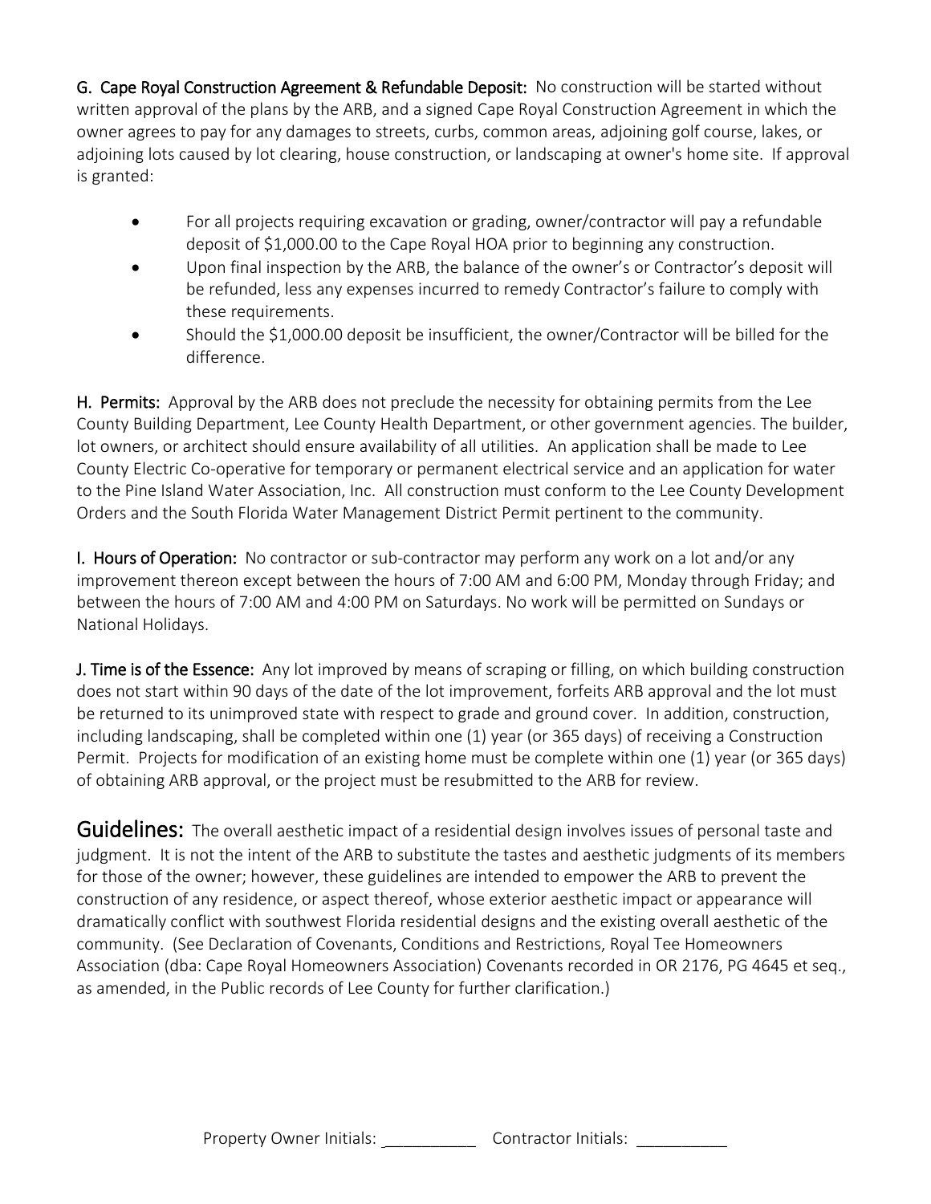**G. Cape Royal Construction Agreement & Refundable Deposit:** No construction will be started without written approval of the plans by the ARB, and a signed Cape Royal Construction Agreement in which the owner agrees to pay for any damages to streets, curbs, common areas, adjoining golf course, lakes, or adjoining lots caused by lot clearing, house construction, or landscaping at owner's home site. If approval is granted:

- For all projects requiring excavation or grading, owner/contractor will pay a refundable deposit of $1,000.00 to the Cape Royal HOA prior to beginning any construction.
- Upon final inspection by the ARB, the balance of the owner's or Contractor's deposit will be refunded, less any expenses incurred to remedy Contractor's failure to comply with these requirements.
- Should the $1,000.00 deposit be insufficient, the owner/Contractor will be billed for the difference.

**H. Permits:** Approval by the ARB does not preclude the necessity for obtaining permits from the Lee County Building Department, Lee County Health Department, or other government agencies. The builder, lot owners, or architect should ensure availability of all utilities. An application shall be made to Lee County Electric Co-operative for temporary or permanent electrical service and an application for water to the Pine Island Water Association, Inc. All construction must conform to the Lee County Development Orders and the South Florida Water Management District Permit pertinent to the community.

**I. Hours of Operation:** No contractor or sub-contractor may perform any work on a lot and/or any improvement thereon except between the hours of 7:00 AM and 6:00 PM, Monday through Friday; and between the hours of 7:00 AM and 4:00 PM on Saturdays. No work will be permitted on Sundays or National Holidays.

**J. Time is of the Essence:** Any lot improved by means of scraping or filling, on which building construction does not start within 90 days of the date of the lot improvement, forfeits ARB approval and the lot must be returned to its unimproved state with respect to grade and ground cover. In addition, construction, including landscaping, shall be completed within one (1) year (or 365 days) of receiving a Construction Permit. Projects for modification of an existing home must be complete within one (1) year (or 365 days) of obtaining ARB approval, or the project must be resubmitted to the ARB for review.

## Guidelines:

The overall aesthetic impact of a residential design involves issues of personal taste and judgment. It is not the intent of the ARB to substitute the tastes and aesthetic judgments of its members for those of the owner; however, these guidelines are intended to empower the ARB to prevent the construction of any residence, or aspect thereof, whose exterior aesthetic impact or appearance will dramatically conflict with southwest Florida residential designs and the existing overall aesthetic of the community. (See Declaration of Covenants, Conditions and Restrictions, Royal Tee Homeowners Association (dba: Cape Royal Homeowners Association) Covenants recorded in OR 2176, PG 4645 et seq., as amended, in the Public records of Lee County for further clarification.)

Property Owner Initials: __________ Contractor Initials: __________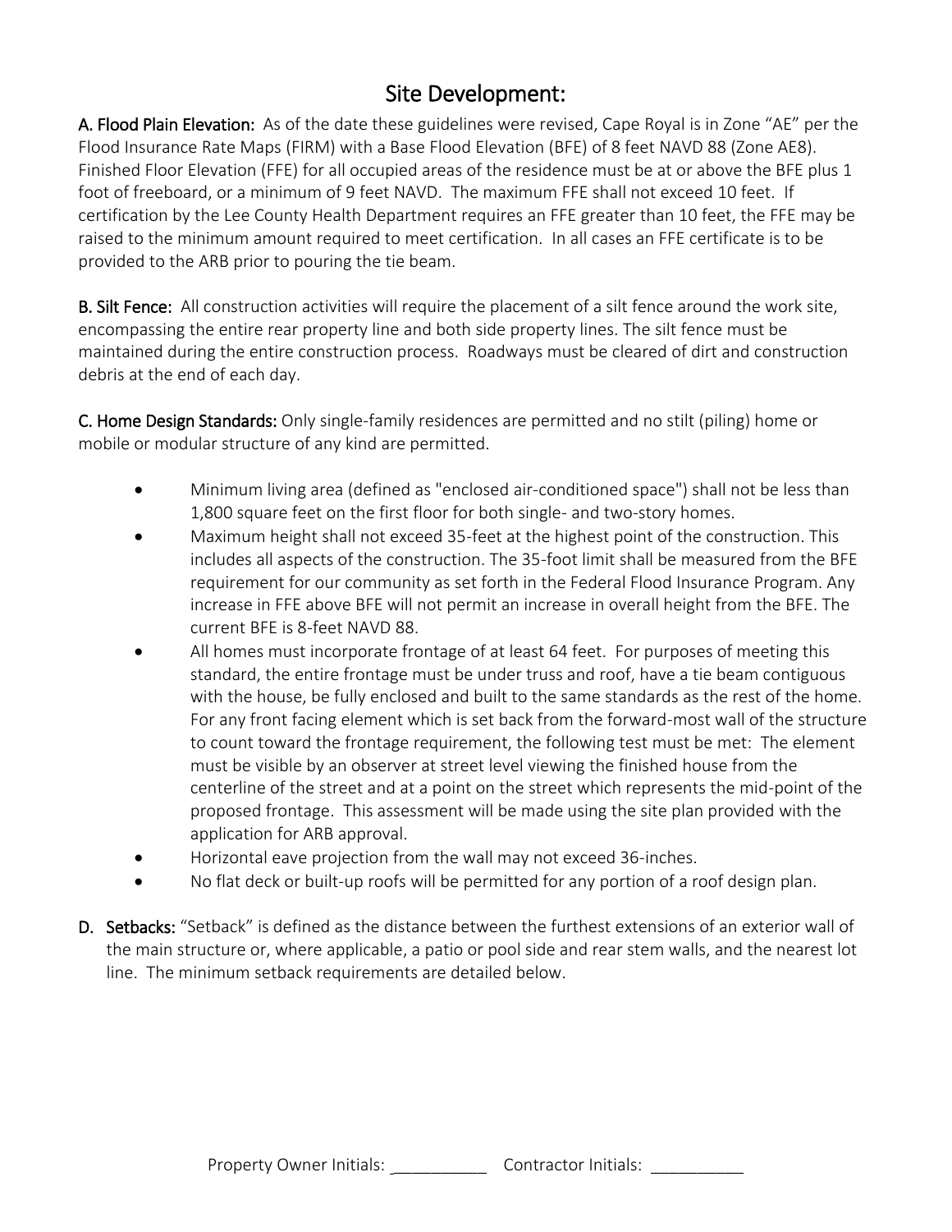# Site Development:

**A. Flood Plain Elevation:** As of the date these guidelines were revised, Cape Royal is in Zone "AE" per the Flood Insurance Rate Maps (FIRM) with a Base Flood Elevation (BFE) of 8 feet NAVD 88 (Zone AE8). Finished Floor Elevation (FFE) for all occupied areas of the residence must be at or above the BFE plus 1 foot of freeboard, or a minimum of 9 feet NAVD. The maximum FFE shall not exceed 10 feet. If certification by the Lee County Health Department requires an FFE greater than 10 feet, the FFE may be raised to the minimum amount required to meet certification. In all cases an FFE certificate is to be provided to the ARB prior to pouring the tie beam.

**B. Silt Fence:** All construction activities will require the placement of a silt fence around the work site, encompassing the entire rear property line and both side property lines. The silt fence must be maintained during the entire construction process. Roadways must be cleared of dirt and construction debris at the end of each day.

**C. Home Design Standards:** Only single-family residences are permitted and no stilt (piling) home or mobile or modular structure of any kind are permitted.

- Minimum living area (defined as "enclosed air-conditioned space") shall not be less than 1,800 square feet on the first floor for both single- and two-story homes.
- Maximum height shall not exceed 35-feet at the highest point of the construction. This includes all aspects of the construction. The 35-foot limit shall be measured from the BFE requirement for our community as set forth in the Federal Flood Insurance Program. Any increase in FFE above BFE will not permit an increase in overall height from the BFE. The current BFE is 8-feet NAVD 88.
- All homes must incorporate frontage of at least 64 feet. For purposes of meeting this standard, the entire frontage must be under truss and roof, have a tie beam contiguous with the house, be fully enclosed and built to the same standards as the rest of the home. For any front facing element which is set back from the forward-most wall of the structure to count toward the frontage requirement, the following test must be met: The element must be visible by an observer at street level viewing the finished house from the centerline of the street and at a point on the street which represents the mid-point of the proposed frontage. This assessment will be made using the site plan provided with the application for ARB approval.
- Horizontal eave projection from the wall may not exceed 36-inches.
- No flat deck or built-up roofs will be permitted for any portion of a roof design plan.

**D. Setbacks:** "Setback" is defined as the distance between the furthest extensions of an exterior wall of the main structure or, where applicable, a patio or pool side and rear stem walls, and the nearest lot line. The minimum setback requirements are detailed below.

Property Owner Initials: __________ Contractor Initials: __________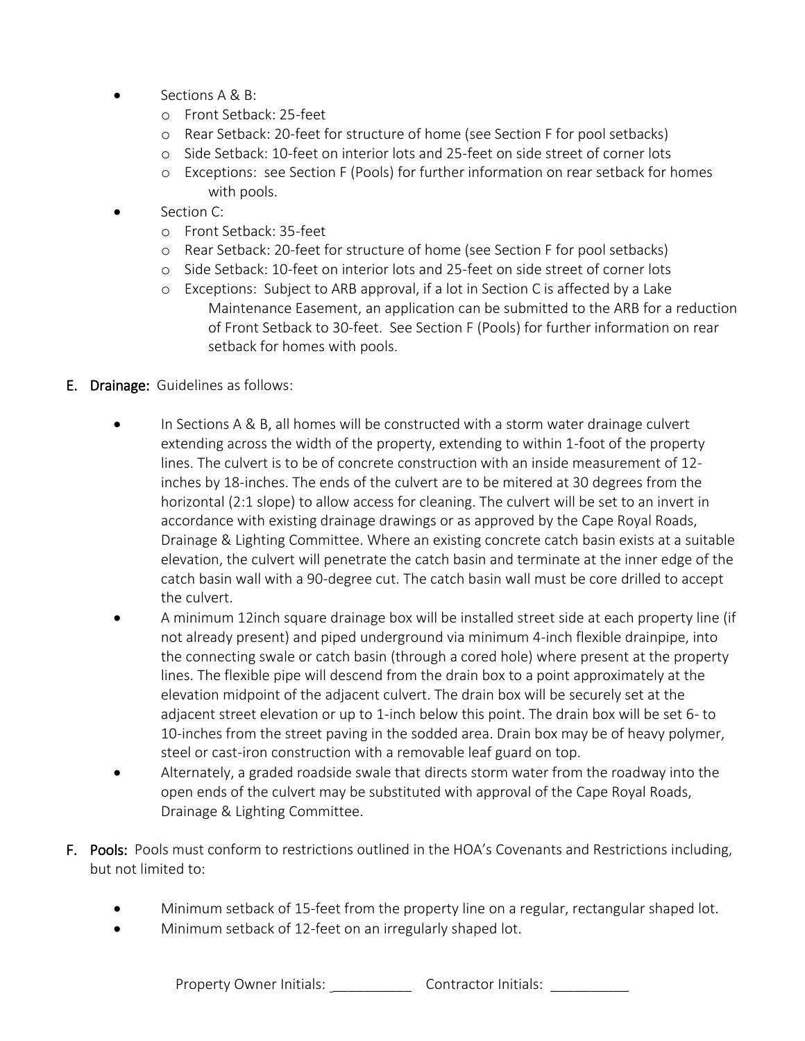- Sections A & B:
  - Front Setback: 25-feet
  - Rear Setback: 20-feet for structure of home (see Section F for pool setbacks)
  - Side Setback: 10-feet on interior lots and 25-feet on side street of corner lots
  - Exceptions: see Section F (Pools) for further information on rear setback for homes with pools.
- Section C:
  - Front Setback: 35-feet
  - Rear Setback: 20-feet for structure of home (see Section F for pool setbacks)
  - Side Setback: 10-feet on interior lots and 25-feet on side street of corner lots
  - Exceptions: Subject to ARB approval, if a lot in Section C is affected by a Lake Maintenance Easement, an application can be submitted to the ARB for a reduction of Front Setback to 30-feet. See Section F (Pools) for further information on rear setback for homes with pools.

**E. Drainage:** Guidelines as follows:

- In Sections A & B, all homes will be constructed with a storm water drainage culvert extending across the width of the property, extending to within 1-foot of the property lines. The culvert is to be of concrete construction with an inside measurement of 12-inches by 18-inches. The ends of the culvert are to be mitered at 30 degrees from the horizontal (2:1 slope) to allow access for cleaning. The culvert will be set to an invert in accordance with existing drainage drawings or as approved by the Cape Royal Roads, Drainage & Lighting Committee. Where an existing concrete catch basin exists at a suitable elevation, the culvert will penetrate the catch basin and terminate at the inner edge of the catch basin wall with a 90-degree cut. The catch basin wall must be core drilled to accept the culvert.
- A minimum 12inch square drainage box will be installed street side at each property line (if not already present) and piped underground via minimum 4-inch flexible drainpipe, into the connecting swale or catch basin (through a cored hole) where present at the property lines. The flexible pipe will descend from the drain box to a point approximately at the elevation midpoint of the adjacent culvert. The drain box will be securely set at the adjacent street elevation or up to 1-inch below this point. The drain box will be set 6- to 10-inches from the street paving in the sodded area. Drain box may be of heavy polymer, steel or cast-iron construction with a removable leaf guard on top.
- Alternately, a graded roadside swale that directs storm water from the roadway into the open ends of the culvert may be substituted with approval of the Cape Royal Roads, Drainage & Lighting Committee.

**F. Pools:** Pools must conform to restrictions outlined in the HOA's Covenants and Restrictions including, but not limited to:

- Minimum setback of 15-feet from the property line on a regular, rectangular shaped lot.
- Minimum setback of 12-feet on an irregularly shaped lot.

Property Owner Initials: __________ Contractor Initials: __________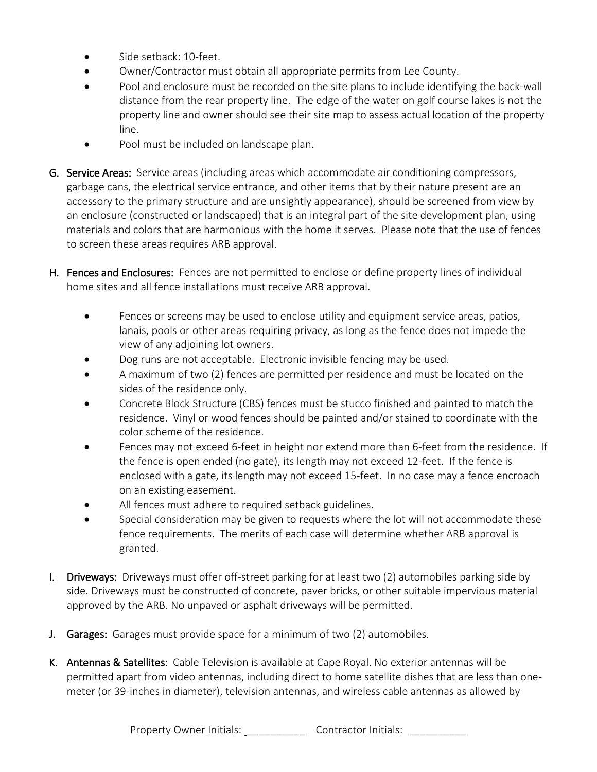- Side setback: 10-feet.
- Owner/Contractor must obtain all appropriate permits from Lee County.
- Pool and enclosure must be recorded on the site plans to include identifying the back-wall distance from the rear property line. The edge of the water on golf course lakes is not the property line and owner should see their site map to assess actual location of the property line.
- Pool must be included on landscape plan.

G. **Service Areas:** Service areas (including areas which accommodate air conditioning compressors, garbage cans, the electrical service entrance, and other items that by their nature present are an accessory to the primary structure and are unsightly appearance), should be screened from view by an enclosure (constructed or landscaped) that is an integral part of the site development plan, using materials and colors that are harmonious with the home it serves. Please note that the use of fences to screen these areas requires ARB approval.

H. **Fences and Enclosures:** Fences are not permitted to enclose or define property lines of individual home sites and all fence installations must receive ARB approval.

- Fences or screens may be used to enclose utility and equipment service areas, patios, lanais, pools or other areas requiring privacy, as long as the fence does not impede the view of any adjoining lot owners.
- Dog runs are not acceptable. Electronic invisible fencing may be used.
- A maximum of two (2) fences are permitted per residence and must be located on the sides of the residence only.
- Concrete Block Structure (CBS) fences must be stucco finished and painted to match the residence. Vinyl or wood fences should be painted and/or stained to coordinate with the color scheme of the residence.
- Fences may not exceed 6-feet in height nor extend more than 6-feet from the residence. If the fence is open ended (no gate), its length may not exceed 12-feet. If the fence is enclosed with a gate, its length may not exceed 15-feet. In no case may a fence encroach on an existing easement.
- All fences must adhere to required setback guidelines.
- Special consideration may be given to requests where the lot will not accommodate these fence requirements. The merits of each case will determine whether ARB approval is granted.

I. **Driveways:** Driveways must offer off-street parking for at least two (2) automobiles parking side by side. Driveways must be constructed of concrete, paver bricks, or other suitable impervious material approved by the ARB. No unpaved or asphalt driveways will be permitted.

J. **Garages:** Garages must provide space for a minimum of two (2) automobiles.

K. **Antennas & Satellites:** Cable Television is available at Cape Royal. No exterior antennas will be permitted apart from video antennas, including direct to home satellite dishes that are less than one-meter (or 39-inches in diameter), television antennas, and wireless cable antennas as allowed by

Property Owner Initials: __________ Contractor Initials: __________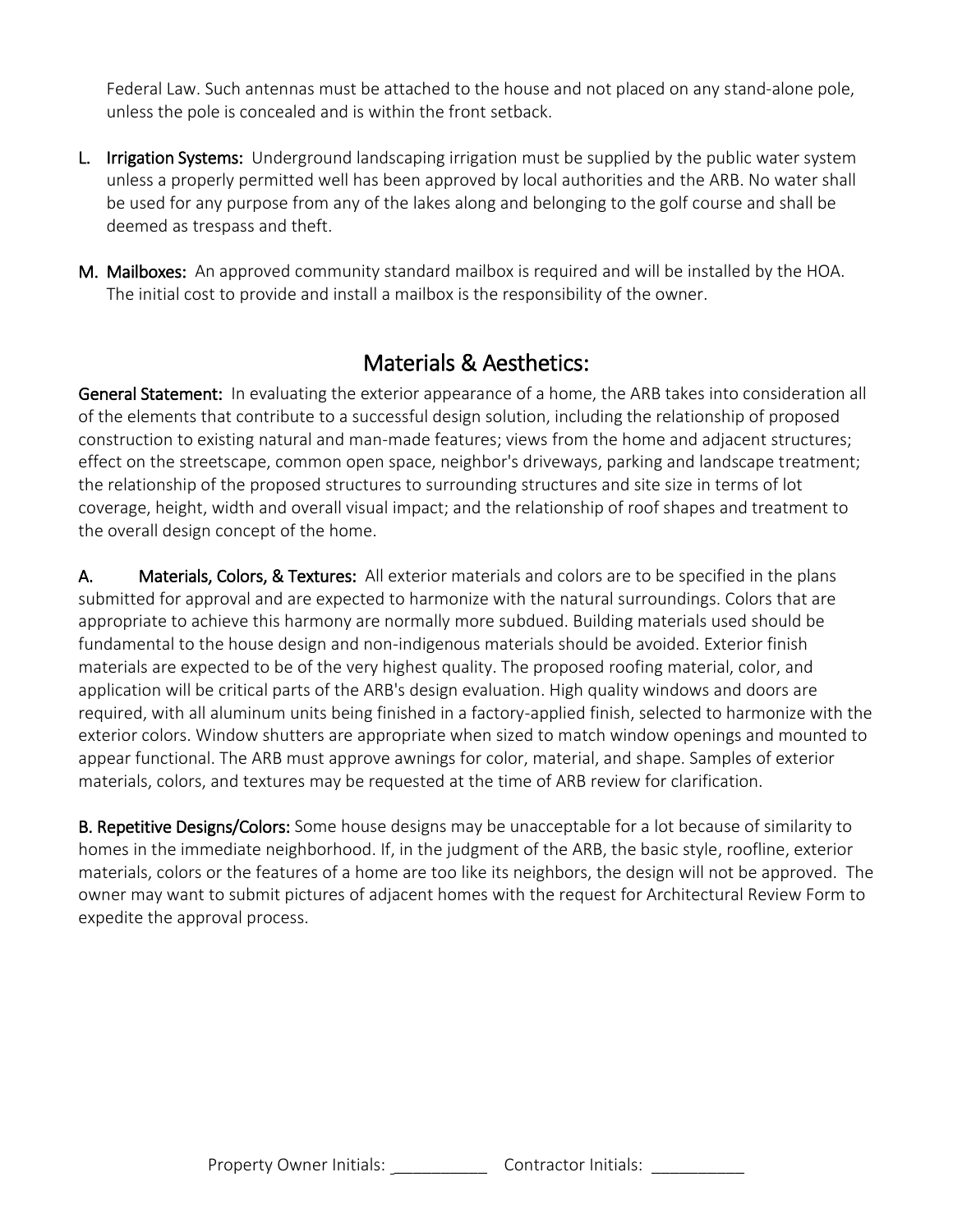Federal Law. Such antennas must be attached to the house and not placed on any stand-alone pole, unless the pole is concealed and is within the front setback.

**L. Irrigation Systems:** Underground landscaping irrigation must be supplied by the public water system unless a properly permitted well has been approved by local authorities and the ARB. No water shall be used for any purpose from any of the lakes along and belonging to the golf course and shall be deemed as trespass and theft.

**M. Mailboxes:** An approved community standard mailbox is required and will be installed by the HOA. The initial cost to provide and install a mailbox is the responsibility of the owner.

## Materials & Aesthetics:

**General Statement:** In evaluating the exterior appearance of a home, the ARB takes into consideration all of the elements that contribute to a successful design solution, including the relationship of proposed construction to existing natural and man-made features; views from the home and adjacent structures; effect on the streetscape, common open space, neighbor's driveways, parking and landscape treatment; the relationship of the proposed structures to surrounding structures and site size in terms of lot coverage, height, width and overall visual impact; and the relationship of roof shapes and treatment to the overall design concept of the home.

**A. Materials, Colors, & Textures:** All exterior materials and colors are to be specified in the plans submitted for approval and are expected to harmonize with the natural surroundings. Colors that are appropriate to achieve this harmony are normally more subdued. Building materials used should be fundamental to the house design and non-indigenous materials should be avoided. Exterior finish materials are expected to be of the very highest quality. The proposed roofing material, color, and application will be critical parts of the ARB's design evaluation. High quality windows and doors are required, with all aluminum units being finished in a factory-applied finish, selected to harmonize with the exterior colors. Window shutters are appropriate when sized to match window openings and mounted to appear functional. The ARB must approve awnings for color, material, and shape. Samples of exterior materials, colors, and textures may be requested at the time of ARB review for clarification.

**B. Repetitive Designs/Colors:** Some house designs may be unacceptable for a lot because of similarity to homes in the immediate neighborhood. If, in the judgment of the ARB, the basic style, roofline, exterior materials, colors or the features of a home are too like its neighbors, the design will not be approved. The owner may want to submit pictures of adjacent homes with the request for Architectural Review Form to expedite the approval process.

Property Owner Initials: __________ Contractor Initials: __________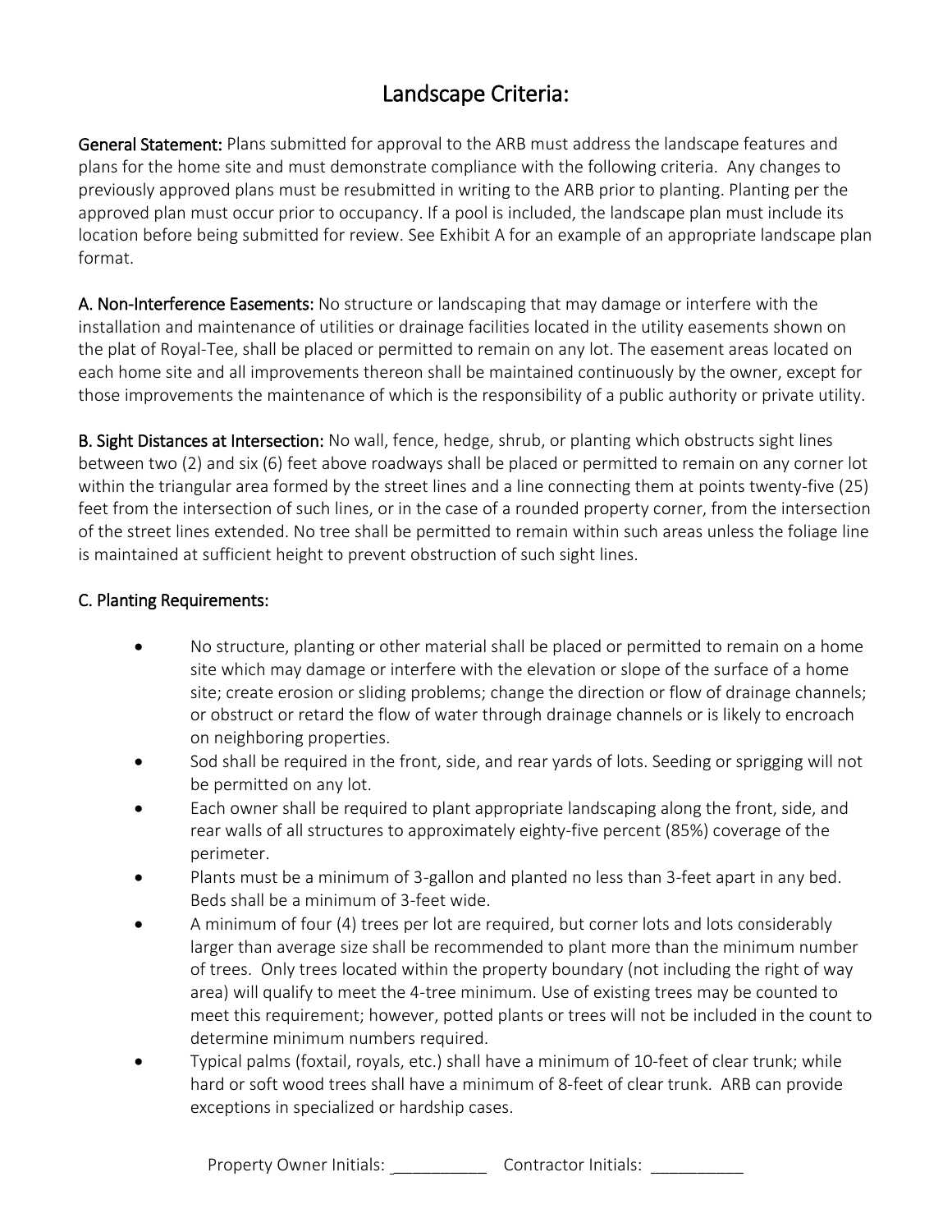# Landscape Criteria:

**General Statement:** Plans submitted for approval to the ARB must address the landscape features and plans for the home site and must demonstrate compliance with the following criteria. Any changes to previously approved plans must be resubmitted in writing to the ARB prior to planting. Planting per the approved plan must occur prior to occupancy. If a pool is included, the landscape plan must include its location before being submitted for review. See Exhibit A for an example of an appropriate landscape plan format.

**A. Non-Interference Easements:** No structure or landscaping that may damage or interfere with the installation and maintenance of utilities or drainage facilities located in the utility easements shown on the plat of Royal-Tee, shall be placed or permitted to remain on any lot. The easement areas located on each home site and all improvements thereon shall be maintained continuously by the owner, except for those improvements the maintenance of which is the responsibility of a public authority or private utility.

**B. Sight Distances at Intersection:** No wall, fence, hedge, shrub, or planting which obstructs sight lines between two (2) and six (6) feet above roadways shall be placed or permitted to remain on any corner lot within the triangular area formed by the street lines and a line connecting them at points twenty-five (25) feet from the intersection of such lines, or in the case of a rounded property corner, from the intersection of the street lines extended. No tree shall be permitted to remain within such areas unless the foliage line is maintained at sufficient height to prevent obstruction of such sight lines.

**C. Planting Requirements:**

- No structure, planting or other material shall be placed or permitted to remain on a home site which may damage or interfere with the elevation or slope of the surface of a home site; create erosion or sliding problems; change the direction or flow of drainage channels; or obstruct or retard the flow of water through drainage channels or is likely to encroach on neighboring properties.
- Sod shall be required in the front, side, and rear yards of lots. Seeding or sprigging will not be permitted on any lot.
- Each owner shall be required to plant appropriate landscaping along the front, side, and rear walls of all structures to approximately eighty-five percent (85%) coverage of the perimeter.
- Plants must be a minimum of 3-gallon and planted no less than 3-feet apart in any bed. Beds shall be a minimum of 3-feet wide.
- A minimum of four (4) trees per lot are required, but corner lots and lots considerably larger than average size shall be recommended to plant more than the minimum number of trees. Only trees located within the property boundary (not including the right of way area) will qualify to meet the 4-tree minimum. Use of existing trees may be counted to meet this requirement; however, potted plants or trees will not be included in the count to determine minimum numbers required.
- Typical palms (foxtail, royals, etc.) shall have a minimum of 10-feet of clear trunk; while hard or soft wood trees shall have a minimum of 8-feet of clear trunk. ARB can provide exceptions in specialized or hardship cases.

Property Owner Initials: __________ Contractor Initials: __________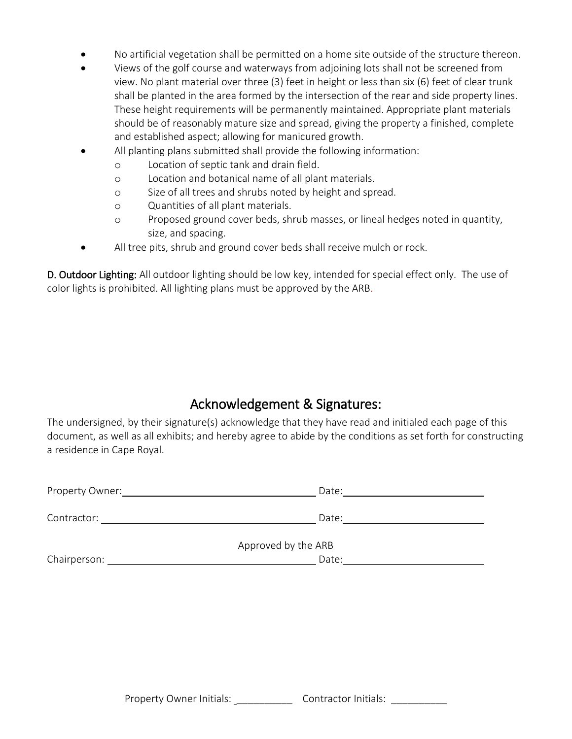- No artificial vegetation shall be permitted on a home site outside of the structure thereon.
- Views of the golf course and waterways from adjoining lots shall not be screened from view. No plant material over three (3) feet in height or less than six (6) feet of clear trunk shall be planted in the area formed by the intersection of the rear and side property lines. These height requirements will be permanently maintained. Appropriate plant materials should be of reasonably mature size and spread, giving the property a finished, complete and established aspect; allowing for manicured growth.
- All planting plans submitted shall provide the following information:
  - Location of septic tank and drain field.
  - Location and botanical name of all plant materials.
  - Size of all trees and shrubs noted by height and spread.
  - Quantities of all plant materials.
  - Proposed ground cover beds, shrub masses, or lineal hedges noted in quantity, size, and spacing.
- All tree pits, shrub and ground cover beds shall receive mulch or rock.

**D. Outdoor Lighting:** All outdoor lighting should be low key, intended for special effect only. The use of color lights is prohibited. All lighting plans must be approved by the ARB.

## Acknowledgement & Signatures:

The undersigned, by their signature(s) acknowledge that they have read and initialed each page of this document, as well as all exhibits; and hereby agree to abide by the conditions as set forth for constructing a residence in Cape Royal.

Property Owner: ______________________________ Date: ____________________

Contractor: ______________________________ Date: ____________________

Approved by the ARB

Chairperson: ______________________________ Date: ____________________

Property Owner Initials: __________ Contractor Initials: __________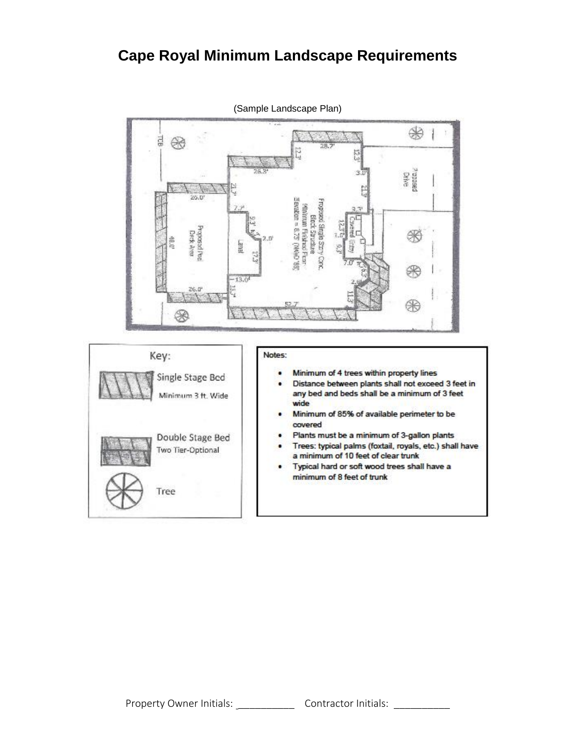# Cape Royal Minimum Landscape Requirements

(Sample Landscape Plan)

TOB

28.7'

12.3'

12.3'

26.3'

3.0'

21.7'

21.3'

Proposed Drive

26.0'

7.7'

Proposed Single Story Conc. Block Structure Minimum Finished Floor Elevation = 8.75' (NAVD '88)

9.3'

2.0'

Covered Entry

Proposed Pool Deck Area

48.0'

Lanai

27.3'

9.3'

7.0'

13.0'

26.0'

52.7'

11.3'

Key:

Single Stage Bed
Minimum 3 ft. Wide

Double Stage Bed
Two Tier-Optional

Tree

Notes:

- Minimum of 4 trees within property lines
- Distance between plants shall not exceed 3 feet in any bed and beds shall be a minimum of 3 feet wide
- Minimum of 85% of available perimeter to be covered
- Plants must be a minimum of 3-gallon plants
- Trees: typical palms (foxtail, royals, etc.) shall have a minimum of 10 feet of clear trunk
- Typical hard or soft wood trees shall have a minimum of 8 feet of trunk

Property Owner Initials: __________ Contractor Initials: __________